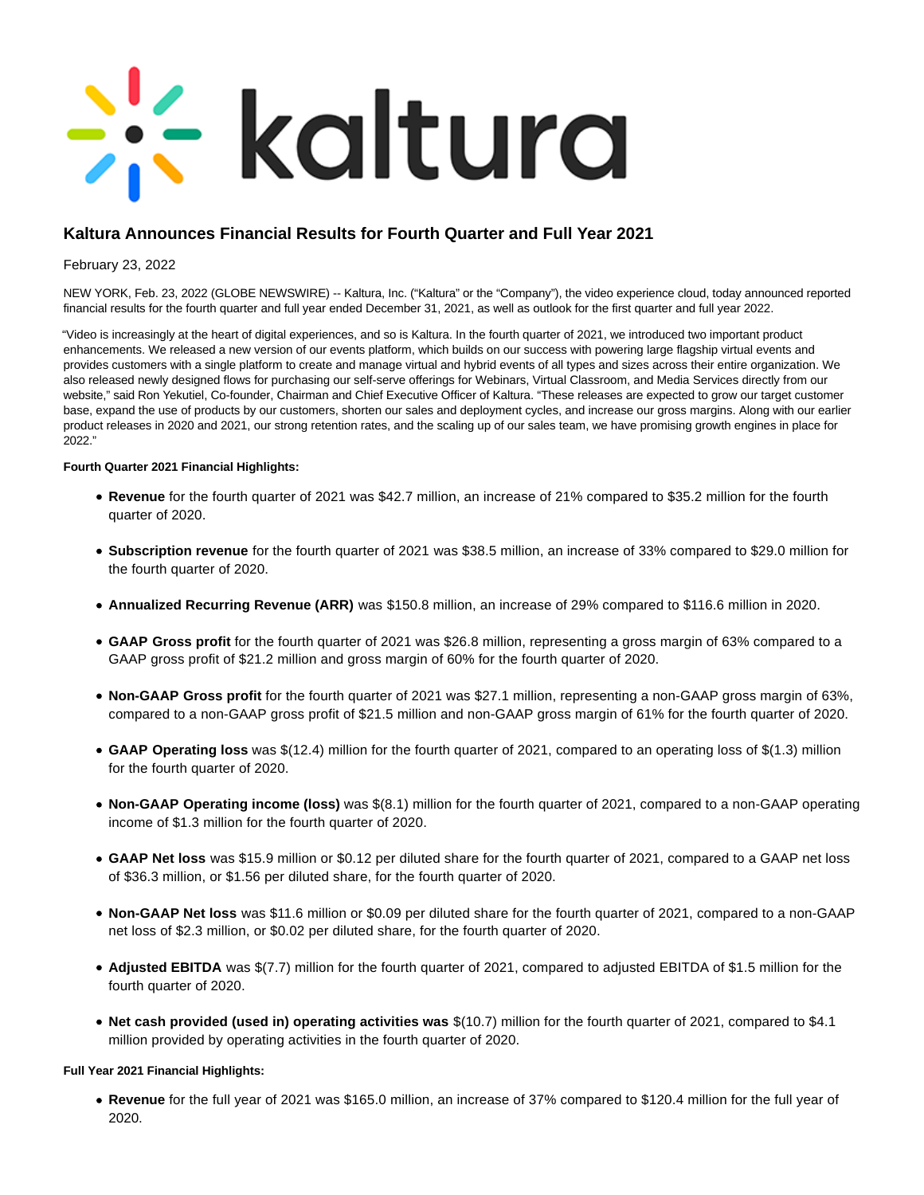# Kaltura Announces Financial Results for Fourth Quarter and Full Year 2021

February 23, 2022

NEW YORK, Feb. 23, 2022 (GLOBE NEWSWIRE) -- Kaltura, Inc. ("Kaltura" or the "Company"), the video experience cloud, today announced reported financial results for the fourth quarter and full year ended December 31, 2021, as well as outlook for the first quarter and full year 2022.

"Video is increasingly at the heart of digital experiences, and so is Kaltura. In the fourth quarter of 2021, we introduced two important product enhancements. We released a new version of our events platform, which builds on our success with powering large flagship virtual events and provides customers with a single platform to create and manage virtual and hybrid events of all types and sizes across their entire organization. We also released newly designed flows for purchasing our self-serve offerings for Webinars, Virtual Classroom, and Media Services directly from our website," said Ron Yekutiel, Co-founder, Chairman and Chief Executive Officer of Kaltura. "These releases are expected to grow our target customer base, expand the use of products by our customers, shorten our sales and deployment cycles, and increase our gross margins. Along with our earlier product releases in 2020 and 2021, our strong retention rates, and the scaling up of our sales team, we have promising growth engines in place for 2022."

**Fourth Quarter 2021 Financial Highlights:**

- **Revenue** for the fourth quarter of 2021 was $42.7 million, an increase of 21% compared to $35.2 million for the fourth quarter of 2020.
- **Subscription revenue** for the fourth quarter of 2021 was $38.5 million, an increase of 33% compared to $29.0 million for the fourth quarter of 2020.
- **Annualized Recurring Revenue (ARR)** was $150.8 million, an increase of 29% compared to $116.6 million in 2020.
- **GAAP Gross profit** for the fourth quarter of 2021 was $26.8 million, representing a gross margin of 63% compared to a GAAP gross profit of $21.2 million and gross margin of 60% for the fourth quarter of 2020.
- **Non-GAAP Gross profit** for the fourth quarter of 2021 was $27.1 million, representing a non-GAAP gross margin of 63%, compared to a non-GAAP gross profit of $21.5 million and non-GAAP gross margin of 61% for the fourth quarter of 2020.
- **GAAP Operating loss** was $(12.4) million for the fourth quarter of 2021, compared to an operating loss of $(1.3) million for the fourth quarter of 2020.
- **Non-GAAP Operating income (loss)** was $(8.1) million for the fourth quarter of 2021, compared to a non-GAAP operating income of $1.3 million for the fourth quarter of 2020.
- **GAAP Net loss** was $15.9 million or $0.12 per diluted share for the fourth quarter of 2021, compared to a GAAP net loss of $36.3 million, or $1.56 per diluted share, for the fourth quarter of 2020.
- **Non-GAAP Net loss** was $11.6 million or $0.09 per diluted share for the fourth quarter of 2021, compared to a non-GAAP net loss of $2.3 million, or $0.02 per diluted share, for the fourth quarter of 2020.
- **Adjusted EBITDA** was $(7.7) million for the fourth quarter of 2021, compared to adjusted EBITDA of $1.5 million for the fourth quarter of 2020.
- **Net cash provided (used in) operating activities was** $(10.7) million for the fourth quarter of 2021, compared to $4.1 million provided by operating activities in the fourth quarter of 2020.

**Full Year 2021 Financial Highlights:**

- **Revenue** for the full year of 2021 was $165.0 million, an increase of 37% compared to $120.4 million for the full year of 2020.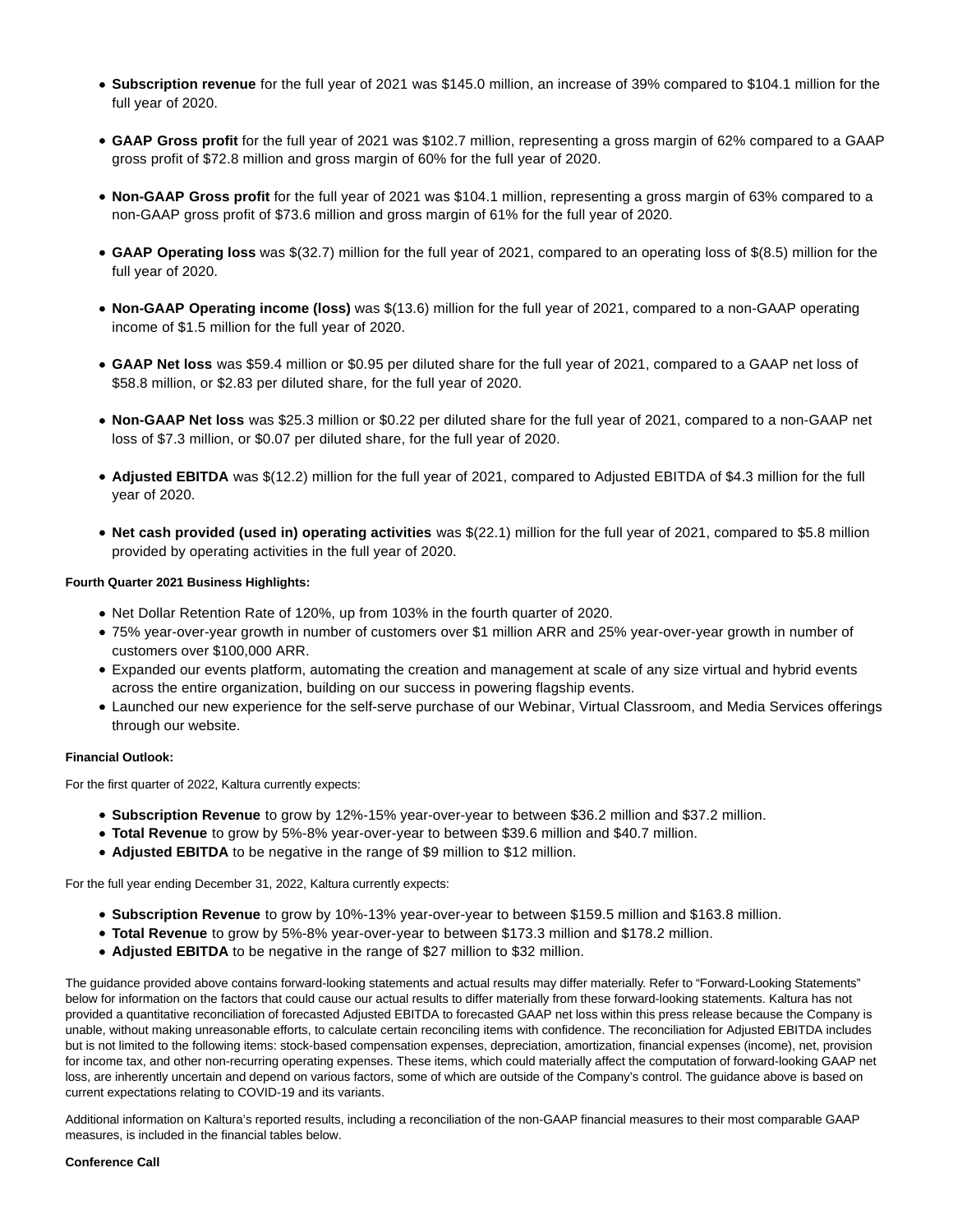- **Subscription revenue** for the full year of 2021 was $145.0 million, an increase of 39% compared to $104.1 million for the full year of 2020.
- **GAAP Gross profit** for the full year of 2021 was $102.7 million, representing a gross margin of 62% compared to a GAAP gross profit of $72.8 million and gross margin of 60% for the full year of 2020.
- **Non-GAAP Gross profit** for the full year of 2021 was $104.1 million, representing a gross margin of 63% compared to a non-GAAP gross profit of $73.6 million and gross margin of 61% for the full year of 2020.
- **GAAP Operating loss** was $(32.7) million for the full year of 2021, compared to an operating loss of $(8.5) million for the full year of 2020.
- **Non-GAAP Operating income (loss)** was $(13.6) million for the full year of 2021, compared to a non-GAAP operating income of $1.5 million for the full year of 2020.
- **GAAP Net loss** was $59.4 million or $0.95 per diluted share for the full year of 2021, compared to a GAAP net loss of $58.8 million, or $2.83 per diluted share, for the full year of 2020.
- **Non-GAAP Net loss** was $25.3 million or $0.22 per diluted share for the full year of 2021, compared to a non-GAAP net loss of $7.3 million, or $0.07 per diluted share, for the full year of 2020.
- **Adjusted EBITDA** was $(12.2) million for the full year of 2021, compared to Adjusted EBITDA of $4.3 million for the full year of 2020.
- **Net cash provided (used in) operating activities** was $(22.1) million for the full year of 2021, compared to $5.8 million provided by operating activities in the full year of 2020.

**Fourth Quarter 2021 Business Highlights:**

- Net Dollar Retention Rate of 120%, up from 103% in the fourth quarter of 2020.
- 75% year-over-year growth in number of customers over $1 million ARR and 25% year-over-year growth in number of customers over $100,000 ARR.
- Expanded our events platform, automating the creation and management at scale of any size virtual and hybrid events across the entire organization, building on our success in powering flagship events.
- Launched our new experience for the self-serve purchase of our Webinar, Virtual Classroom, and Media Services offerings through our website.

**Financial Outlook:**

For the first quarter of 2022, Kaltura currently expects:

- **Subscription Revenue** to grow by 12%-15% year-over-year to between $36.2 million and $37.2 million.
- **Total Revenue** to grow by 5%-8% year-over-year to between $39.6 million and $40.7 million.
- **Adjusted EBITDA** to be negative in the range of $9 million to $12 million.

For the full year ending December 31, 2022, Kaltura currently expects:

- **Subscription Revenue** to grow by 10%-13% year-over-year to between $159.5 million and $163.8 million.
- **Total Revenue** to grow by 5%-8% year-over-year to between $173.3 million and $178.2 million.
- **Adjusted EBITDA** to be negative in the range of $27 million to $32 million.

The guidance provided above contains forward-looking statements and actual results may differ materially. Refer to "Forward-Looking Statements" below for information on the factors that could cause our actual results to differ materially from these forward-looking statements. Kaltura has not provided a quantitative reconciliation of forecasted Adjusted EBITDA to forecasted GAAP net loss within this press release because the Company is unable, without making unreasonable efforts, to calculate certain reconciling items with confidence. The reconciliation for Adjusted EBITDA includes but is not limited to the following items: stock-based compensation expenses, depreciation, amortization, financial expenses (income), net, provision for income tax, and other non-recurring operating expenses. These items, which could materially affect the computation of forward-looking GAAP net loss, are inherently uncertain and depend on various factors, some of which are outside of the Company's control. The guidance above is based on current expectations relating to COVID-19 and its variants.

Additional information on Kaltura's reported results, including a reconciliation of the non-GAAP financial measures to their most comparable GAAP measures, is included in the financial tables below.

**Conference Call**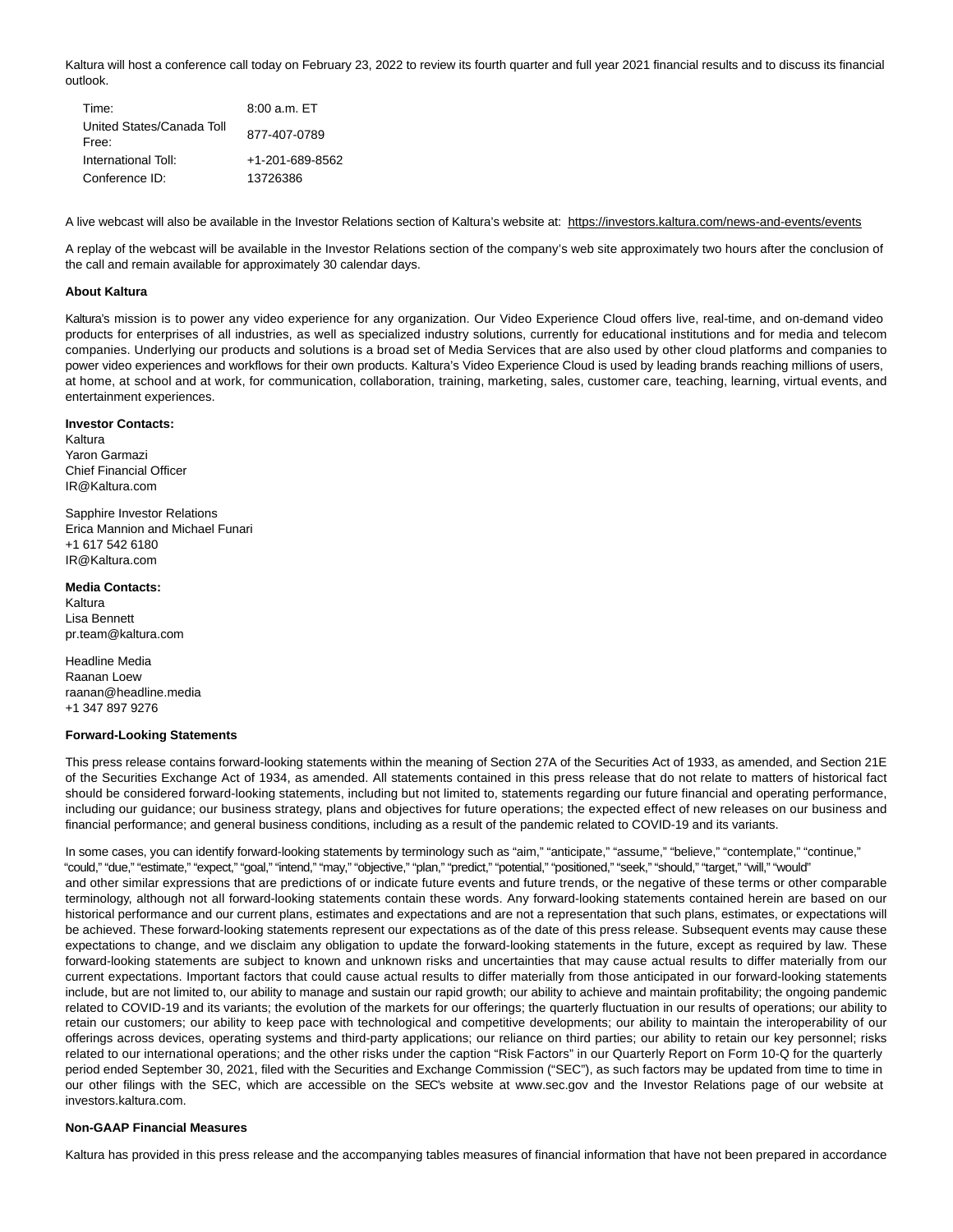Kaltura will host a conference call today on February 23, 2022 to review its fourth quarter and full year 2021 financial results and to discuss its financial outlook.

| | |
|---|---|
| Time: | 8:00 a.m. ET |
| United States/Canada Toll Free: | 877-407-0789 |
| International Toll: | +1-201-689-8562 |
| Conference ID: | 13726386 |

A live webcast will also be available in the Investor Relations section of Kaltura's website at: https://investors.kaltura.com/news-and-events/events

A replay of the webcast will be available in the Investor Relations section of the company's web site approximately two hours after the conclusion of the call and remain available for approximately 30 calendar days.

**About Kaltura**

Kaltura's mission is to power any video experience for any organization. Our Video Experience Cloud offers live, real-time, and on-demand video products for enterprises of all industries, as well as specialized industry solutions, currently for educational institutions and for media and telecom companies. Underlying our products and solutions is a broad set of Media Services that are also used by other cloud platforms and companies to power video experiences and workflows for their own products. Kaltura's Video Experience Cloud is used by leading brands reaching millions of users, at home, at school and at work, for communication, collaboration, training, marketing, sales, customer care, teaching, learning, virtual events, and entertainment experiences.

**Investor Contacts:**
Kaltura
Yaron Garmazi
Chief Financial Officer
IR@Kaltura.com

Sapphire Investor Relations
Erica Mannion and Michael Funari
+1 617 542 6180
IR@Kaltura.com

**Media Contacts:**
Kaltura
Lisa Bennett
pr.team@kaltura.com

Headline Media
Raanan Loew
raanan@headline.media
+1 347 897 9276

**Forward-Looking Statements**

This press release contains forward-looking statements within the meaning of Section 27A of the Securities Act of 1933, as amended, and Section 21E of the Securities Exchange Act of 1934, as amended. All statements contained in this press release that do not relate to matters of historical fact should be considered forward-looking statements, including but not limited to, statements regarding our future financial and operating performance, including our guidance; our business strategy, plans and objectives for future operations; the expected effect of new releases on our business and financial performance; and general business conditions, including as a result of the pandemic related to COVID-19 and its variants.

In some cases, you can identify forward-looking statements by terminology such as "aim," "anticipate," "assume," "believe," "contemplate," "continue," "could," "due," "estimate," "expect," "goal," "intend," "may," "objective," "plan," "predict," "potential," "positioned," "seek," "should," "target," "will," "would" and other similar expressions that are predictions of or indicate future events and future trends, or the negative of these terms or other comparable terminology, although not all forward-looking statements contain these words. Any forward-looking statements contained herein are based on our historical performance and our current plans, estimates and expectations and are not a representation that such plans, estimates, or expectations will be achieved. These forward-looking statements represent our expectations as of the date of this press release. Subsequent events may cause these expectations to change, and we disclaim any obligation to update the forward-looking statements in the future, except as required by law. These forward-looking statements are subject to known and unknown risks and uncertainties that may cause actual results to differ materially from our current expectations. Important factors that could cause actual results to differ materially from those anticipated in our forward-looking statements include, but are not limited to, our ability to manage and sustain our rapid growth; our ability to achieve and maintain profitability; the ongoing pandemic related to COVID-19 and its variants; the evolution of the markets for our offerings; the quarterly fluctuation in our results of operations; our ability to retain our customers; our ability to keep pace with technological and competitive developments; our ability to maintain the interoperability of our offerings across devices, operating systems and third-party applications; our reliance on third parties; our ability to retain our key personnel; risks related to our international operations; and the other risks under the caption "Risk Factors" in our Quarterly Report on Form 10-Q for the quarterly period ended September 30, 2021, filed with the Securities and Exchange Commission ("SEC"), as such factors may be updated from time to time in our other filings with the SEC, which are accessible on the SEC's website at www.sec.gov and the Investor Relations page of our website at investors.kaltura.com.

**Non-GAAP Financial Measures**

Kaltura has provided in this press release and the accompanying tables measures of financial information that have not been prepared in accordance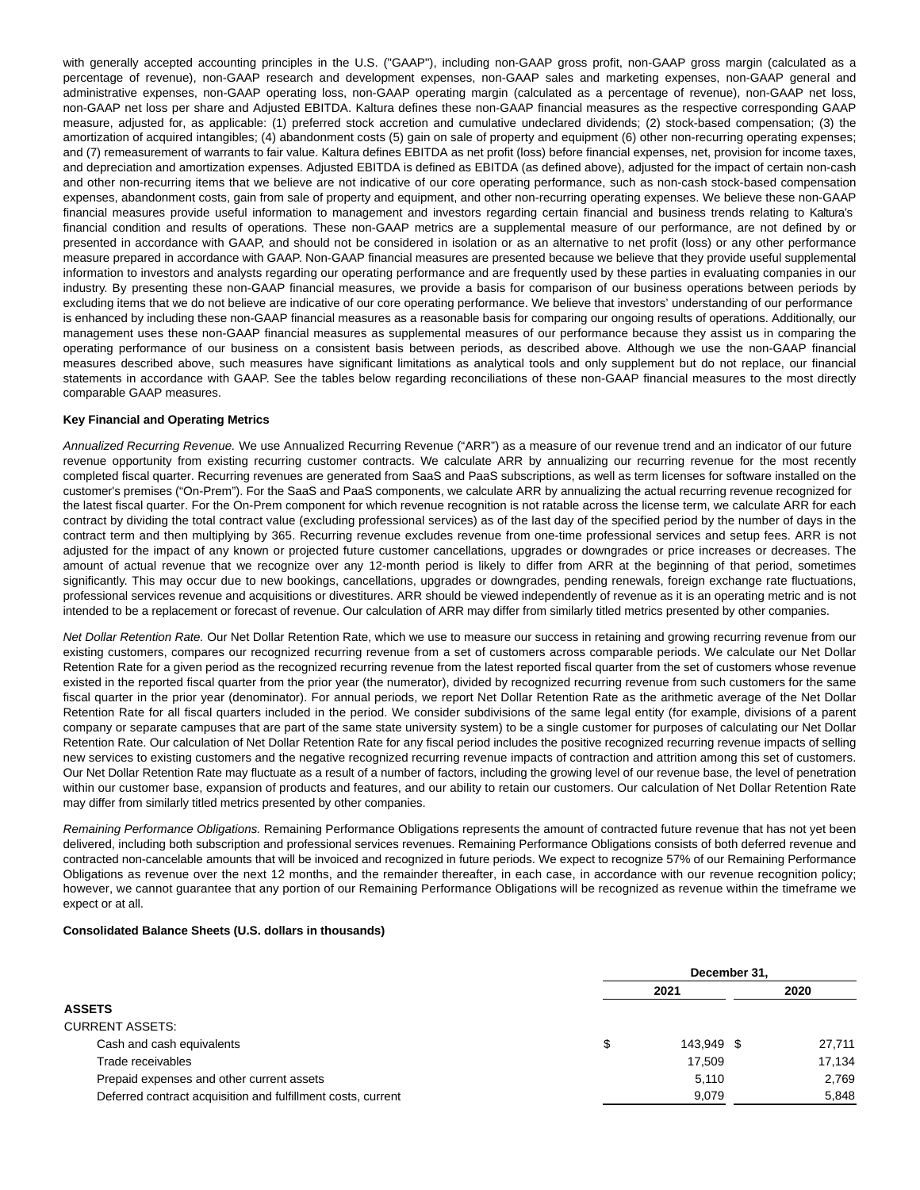with generally accepted accounting principles in the U.S. ("GAAP"), including non-GAAP gross profit, non-GAAP gross margin (calculated as a percentage of revenue), non-GAAP research and development expenses, non-GAAP sales and marketing expenses, non-GAAP general and administrative expenses, non-GAAP operating loss, non-GAAP operating margin (calculated as a percentage of revenue), non-GAAP net loss, non-GAAP net loss per share and Adjusted EBITDA. Kaltura defines these non-GAAP financial measures as the respective corresponding GAAP measure, adjusted for, as applicable: (1) preferred stock accretion and cumulative undeclared dividends; (2) stock-based compensation; (3) the amortization of acquired intangibles; (4) abandonment costs (5) gain on sale of property and equipment (6) other non-recurring operating expenses; and (7) remeasurement of warrants to fair value. Kaltura defines EBITDA as net profit (loss) before financial expenses, net, provision for income taxes, and depreciation and amortization expenses. Adjusted EBITDA is defined as EBITDA (as defined above), adjusted for the impact of certain non-cash and other non-recurring items that we believe are not indicative of our core operating performance, such as non-cash stock-based compensation expenses, abandonment costs, gain from sale of property and equipment, and other non-recurring operating expenses. We believe these non-GAAP financial measures provide useful information to management and investors regarding certain financial and business trends relating to Kaltura's financial condition and results of operations. These non-GAAP metrics are a supplemental measure of our performance, are not defined by or presented in accordance with GAAP, and should not be considered in isolation or as an alternative to net profit (loss) or any other performance measure prepared in accordance with GAAP. Non-GAAP financial measures are presented because we believe that they provide useful supplemental information to investors and analysts regarding our operating performance and are frequently used by these parties in evaluating companies in our industry. By presenting these non-GAAP financial measures, we provide a basis for comparison of our business operations between periods by excluding items that we do not believe are indicative of our core operating performance. We believe that investors' understanding of our performance is enhanced by including these non-GAAP financial measures as a reasonable basis for comparing our ongoing results of operations. Additionally, our management uses these non-GAAP financial measures as supplemental measures of our performance because they assist us in comparing the operating performance of our business on a consistent basis between periods, as described above. Although we use the non-GAAP financial measures described above, such measures have significant limitations as analytical tools and only supplement but do not replace, our financial statements in accordance with GAAP. See the tables below regarding reconciliations of these non-GAAP financial measures to the most directly comparable GAAP measures.

**Key Financial and Operating Metrics**

*Annualized Recurring Revenue.* We use Annualized Recurring Revenue ("ARR") as a measure of our revenue trend and an indicator of our future revenue opportunity from existing recurring customer contracts. We calculate ARR by annualizing our recurring revenue for the most recently completed fiscal quarter. Recurring revenues are generated from SaaS and PaaS subscriptions, as well as term licenses for software installed on the customer's premises ("On-Prem"). For the SaaS and PaaS components, we calculate ARR by annualizing the actual recurring revenue recognized for the latest fiscal quarter. For the On-Prem component for which revenue recognition is not ratable across the license term, we calculate ARR for each contract by dividing the total contract value (excluding professional services) as of the last day of the specified period by the number of days in the contract term and then multiplying by 365. Recurring revenue excludes revenue from one-time professional services and setup fees. ARR is not adjusted for the impact of any known or projected future customer cancellations, upgrades or downgrades or price increases or decreases. The amount of actual revenue that we recognize over any 12-month period is likely to differ from ARR at the beginning of that period, sometimes significantly. This may occur due to new bookings, cancellations, upgrades or downgrades, pending renewals, foreign exchange rate fluctuations, professional services revenue and acquisitions or divestitures. ARR should be viewed independently of revenue as it is an operating metric and is not intended to be a replacement or forecast of revenue. Our calculation of ARR may differ from similarly titled metrics presented by other companies.

*Net Dollar Retention Rate.* Our Net Dollar Retention Rate, which we use to measure our success in retaining and growing recurring revenue from our existing customers, compares our recognized recurring revenue from a set of customers across comparable periods. We calculate our Net Dollar Retention Rate for a given period as the recognized recurring revenue from the latest reported fiscal quarter from the set of customers whose revenue existed in the reported fiscal quarter from the prior year (the numerator), divided by recognized recurring revenue from such customers for the same fiscal quarter in the prior year (denominator). For annual periods, we report Net Dollar Retention Rate as the arithmetic average of the Net Dollar Retention Rate for all fiscal quarters included in the period. We consider subdivisions of the same legal entity (for example, divisions of a parent company or separate campuses that are part of the same state university system) to be a single customer for purposes of calculating our Net Dollar Retention Rate. Our calculation of Net Dollar Retention Rate for any fiscal period includes the positive recognized recurring revenue impacts of selling new services to existing customers and the negative recognized recurring revenue impacts of contraction and attrition among this set of customers. Our Net Dollar Retention Rate may fluctuate as a result of a number of factors, including the growing level of our revenue base, the level of penetration within our customer base, expansion of products and features, and our ability to retain our customers. Our calculation of Net Dollar Retention Rate may differ from similarly titled metrics presented by other companies.

*Remaining Performance Obligations.* Remaining Performance Obligations represents the amount of contracted future revenue that has not yet been delivered, including both subscription and professional services revenues. Remaining Performance Obligations consists of both deferred revenue and contracted non-cancelable amounts that will be invoiced and recognized in future periods. We expect to recognize 57% of our Remaining Performance Obligations as revenue over the next 12 months, and the remainder thereafter, in each case, in accordance with our revenue recognition policy; however, we cannot guarantee that any portion of our Remaining Performance Obligations will be recognized as revenue within the timeframe we expect or at all.

**Consolidated Balance Sheets (U.S. dollars in thousands)**

| | December 31, | |
|---|---|---|
| | 2021 | 2020 |
| **ASSETS** | | |
| CURRENT ASSETS: | | |
| Cash and cash equivalents | $ 143,949 | $ 27,711 |
| Trade receivables | 17,509 | 17,134 |
| Prepaid expenses and other current assets | 5,110 | 2,769 |
| Deferred contract acquisition and fulfillment costs, current | 9,079 | 5,848 |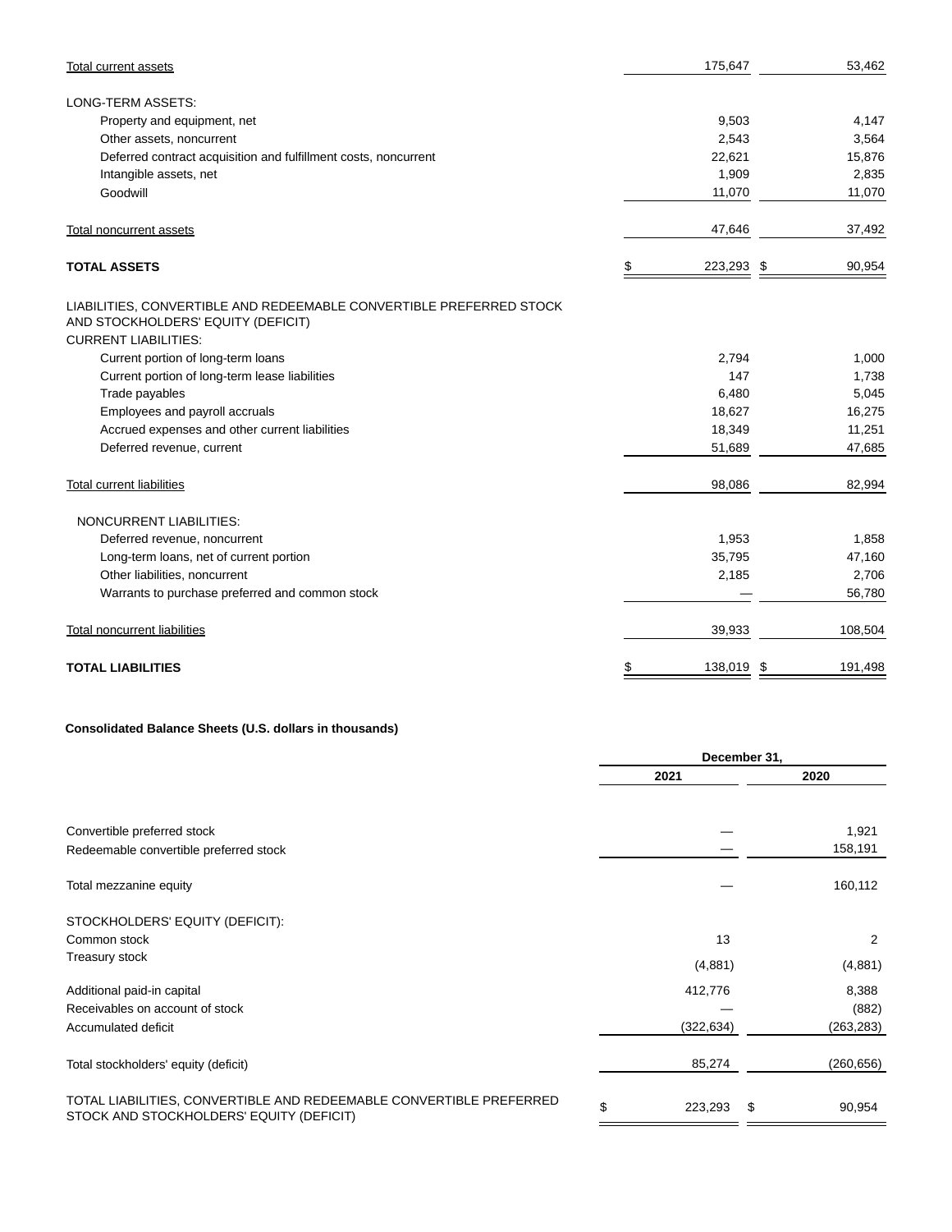| | 2021 | 2020 |
|---|---|---|
| Total current assets | 175,647 | 53,462 |
| LONG-TERM ASSETS: | | |
| Property and equipment, net | 9,503 | 4,147 |
| Other assets, noncurrent | 2,543 | 3,564 |
| Deferred contract acquisition and fulfillment costs, noncurrent | 22,621 | 15,876 |
| Intangible assets, net | 1,909 | 2,835 |
| Goodwill | 11,070 | 11,070 |
| Total noncurrent assets | 47,646 | 37,492 |
| **TOTAL ASSETS** | $ 223,293 | $ 90,954 |
| LIABILITIES, CONVERTIBLE AND REDEEMABLE CONVERTIBLE PREFERRED STOCK AND STOCKHOLDERS' EQUITY (DEFICIT) | | |
| CURRENT LIABILITIES: | | |
| Current portion of long-term loans | 2,794 | 1,000 |
| Current portion of long-term lease liabilities | 147 | 1,738 |
| Trade payables | 6,480 | 5,045 |
| Employees and payroll accruals | 18,627 | 16,275 |
| Accrued expenses and other current liabilities | 18,349 | 11,251 |
| Deferred revenue, current | 51,689 | 47,685 |
| Total current liabilities | 98,086 | 82,994 |
| NONCURRENT LIABILITIES: | | |
| Deferred revenue, noncurrent | 1,953 | 1,858 |
| Long-term loans, net of current portion | 35,795 | 47,160 |
| Other liabilities, noncurrent | 2,185 | 2,706 |
| Warrants to purchase preferred and common stock | — | 56,780 |
| Total noncurrent liabilities | 39,933 | 108,504 |
| **TOTAL LIABILITIES** | $ 138,019 | $ 191,498 |

**Consolidated Balance Sheets (U.S. dollars in thousands)**

| | December 31, | |
|---|---|---|
| | 2021 | 2020 |
| Convertible preferred stock | — | 1,921 |
| Redeemable convertible preferred stock | — | 158,191 |
| Total mezzanine equity | — | 160,112 |
| STOCKHOLDERS' EQUITY (DEFICIT): | | |
| Common stock | 13 | 2 |
| Treasury stock | (4,881) | (4,881) |
| Additional paid-in capital | 412,776 | 8,388 |
| Receivables on account of stock | — | (882) |
| Accumulated deficit | (322,634) | (263,283) |
| Total stockholders' equity (deficit) | 85,274 | (260,656) |
| TOTAL LIABILITIES, CONVERTIBLE AND REDEEMABLE CONVERTIBLE PREFERRED STOCK AND STOCKHOLDERS' EQUITY (DEFICIT) | $ 223,293 | $ 90,954 |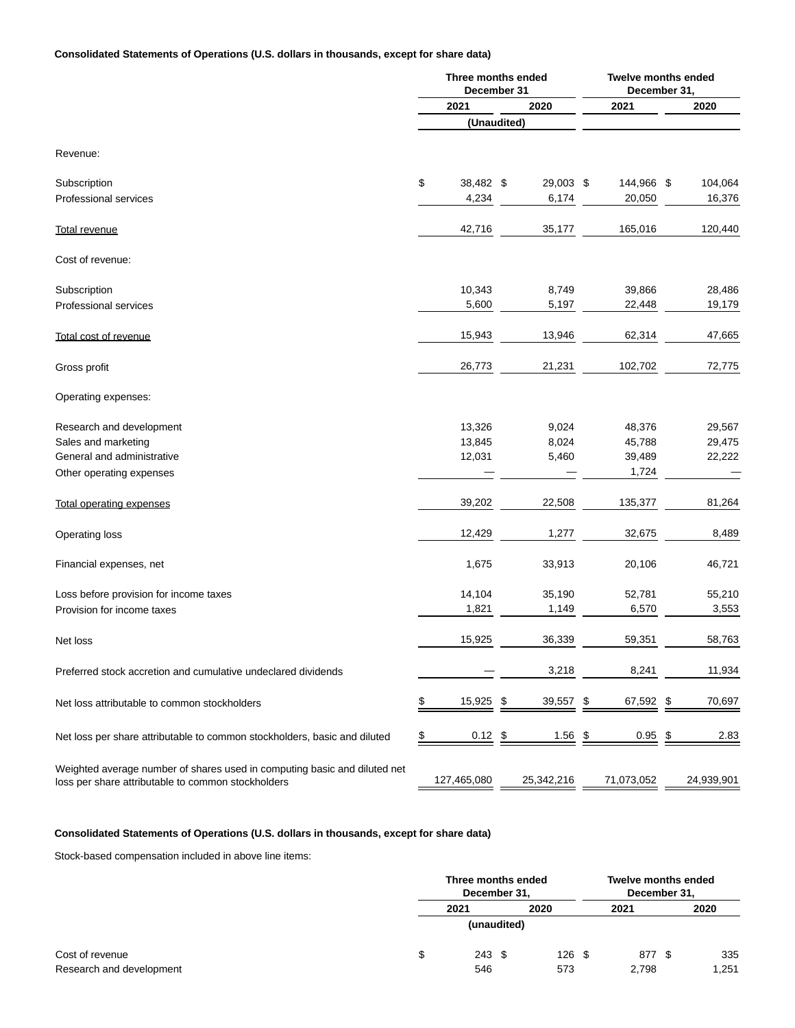**Consolidated Statements of Operations (U.S. dollars in thousands, except for share data)**

| | Three months ended December 31 | | Twelve months ended December 31, | |
|---|---|---|---|---|
| | 2021 | 2020 | 2021 | 2020 |
| | (Unaudited) | | | |
| Revenue: | | | | |
| Subscription | $ 38,482 | $ 29,003 | $ 144,966 | $ 104,064 |
| Professional services | 4,234 | 6,174 | 20,050 | 16,376 |
| Total revenue | 42,716 | 35,177 | 165,016 | 120,440 |
| Cost of revenue: | | | | |
| Subscription | 10,343 | 8,749 | 39,866 | 28,486 |
| Professional services | 5,600 | 5,197 | 22,448 | 19,179 |
| Total cost of revenue | 15,943 | 13,946 | 62,314 | 47,665 |
| Gross profit | 26,773 | 21,231 | 102,702 | 72,775 |
| Operating expenses: | | | | |
| Research and development | 13,326 | 9,024 | 48,376 | 29,567 |
| Sales and marketing | 13,845 | 8,024 | 45,788 | 29,475 |
| General and administrative | 12,031 | 5,460 | 39,489 | 22,222 |
| Other operating expenses | — | — | 1,724 | — |
| Total operating expenses | 39,202 | 22,508 | 135,377 | 81,264 |
| Operating loss | 12,429 | 1,277 | 32,675 | 8,489 |
| Financial expenses, net | 1,675 | 33,913 | 20,106 | 46,721 |
| Loss before provision for income taxes | 14,104 | 35,190 | 52,781 | 55,210 |
| Provision for income taxes | 1,821 | 1,149 | 6,570 | 3,553 |
| Net loss | 15,925 | 36,339 | 59,351 | 58,763 |
| Preferred stock accretion and cumulative undeclared dividends | — | 3,218 | 8,241 | 11,934 |
| Net loss attributable to common stockholders | $ 15,925 | $ 39,557 | $ 67,592 | $ 70,697 |
| Net loss per share attributable to common stockholders, basic and diluted | $ 0.12 | $ 1.56 | $ 0.95 | $ 2.83 |
| Weighted average number of shares used in computing basic and diluted net loss per share attributable to common stockholders | 127,465,080 | 25,342,216 | 71,073,052 | 24,939,901 |

**Consolidated Statements of Operations (U.S. dollars in thousands, except for share data)**

Stock-based compensation included in above line items:

| | Three months ended December 31, | | Twelve months ended December 31, | |
|---|---|---|---|---|
| | 2021 | 2020 | 2021 | 2020 |
| | (unaudited) | | | |
| Cost of revenue | $ 243 | $ 126 | $ 877 | $ 335 |
| Research and development | 546 | 573 | 2,798 | 1,251 |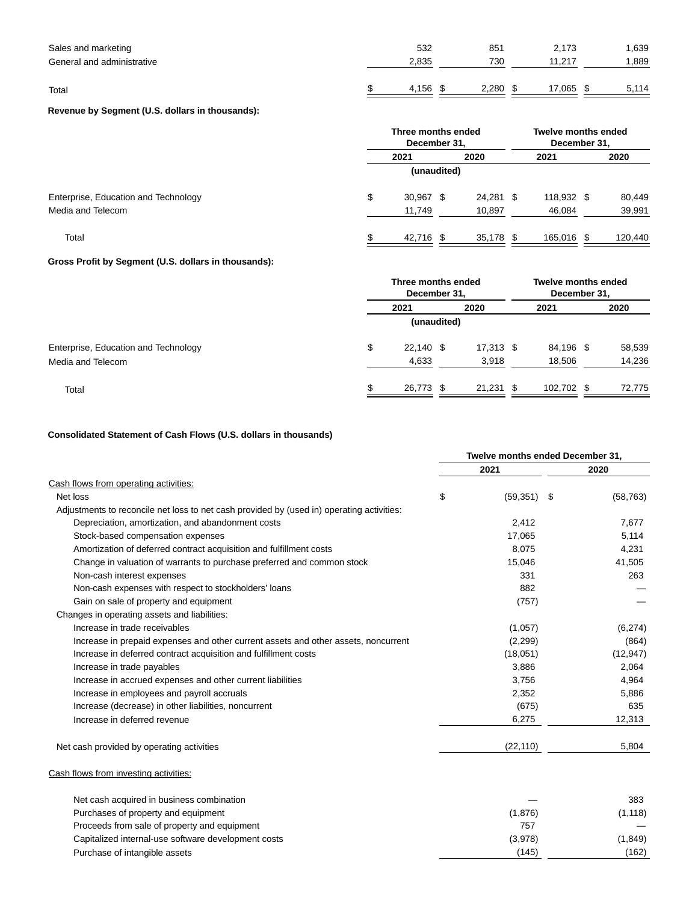| | Three months ended December 31, 2021 | Three months ended December 31, 2020 | Twelve months ended December 31, 2021 | Twelve months ended December 31, 2020 |
|---|---|---|---|---|
| Sales and marketing | 532 | 851 | 2,173 | 1,639 |
| General and administrative | 2,835 | 730 | 11,217 | 1,889 |
| Total | $ 4,156 | $ 2,280 | $ 17,065 | $ 5,114 |

**Revenue by Segment (U.S. dollars in thousands):**

| | Three months ended December 31, | | Twelve months ended December 31, | |
|---|---|---|---|---|
| | 2021 | 2020 | 2021 | 2020 |
| | (unaudited) | | | |
| Enterprise, Education and Technology | $ 30,967 | $ 24,281 | $ 118,932 | $ 80,449 |
| Media and Telecom | 11,749 | 10,897 | 46,084 | 39,991 |
| Total | $ 42,716 | $ 35,178 | $ 165,016 | $ 120,440 |

**Gross Profit by Segment (U.S. dollars in thousands):**

| | Three months ended December 31, | | Twelve months ended December 31, | |
|---|---|---|---|---|
| | 2021 | 2020 | 2021 | 2020 |
| | (unaudited) | | | |
| Enterprise, Education and Technology | $ 22,140 | $ 17,313 | $ 84,196 | $ 58,539 |
| Media and Telecom | 4,633 | 3,918 | 18,506 | 14,236 |
| Total | $ 26,773 | $ 21,231 | $ 102,702 | $ 72,775 |

**Consolidated Statement of Cash Flows (U.S. dollars in thousands)**

| | Twelve months ended December 31, | |
|---|---|---|
| | 2021 | 2020 |
| Cash flows from operating activities: | | |
| Net loss | $ (59,351) | $ (58,763) |
| Adjustments to reconcile net loss to net cash provided by (used in) operating activities: | | |
| Depreciation, amortization, and abandonment costs | 2,412 | 7,677 |
| Stock-based compensation expenses | 17,065 | 5,114 |
| Amortization of deferred contract acquisition and fulfillment costs | 8,075 | 4,231 |
| Change in valuation of warrants to purchase preferred and common stock | 15,046 | 41,505 |
| Non-cash interest expenses | 331 | 263 |
| Non-cash expenses with respect to stockholders' loans | 882 | — |
| Gain on sale of property and equipment | (757) | — |
| Changes in operating assets and liabilities: | | |
| Increase in trade receivables | (1,057) | (6,274) |
| Increase in prepaid expenses and other current assets and other assets, noncurrent | (2,299) | (864) |
| Increase in deferred contract acquisition and fulfillment costs | (18,051) | (12,947) |
| Increase in trade payables | 3,886 | 2,064 |
| Increase in accrued expenses and other current liabilities | 3,756 | 4,964 |
| Increase in employees and payroll accruals | 2,352 | 5,886 |
| Increase (decrease) in other liabilities, noncurrent | (675) | 635 |
| Increase in deferred revenue | 6,275 | 12,313 |
| Net cash provided by operating activities | (22,110) | 5,804 |
| Cash flows from investing activities: | | |
| Net cash acquired in business combination | — | 383 |
| Purchases of property and equipment | (1,876) | (1,118) |
| Proceeds from sale of property and equipment | 757 | — |
| Capitalized internal-use software development costs | (3,978) | (1,849) |
| Purchase of intangible assets | (145) | (162) |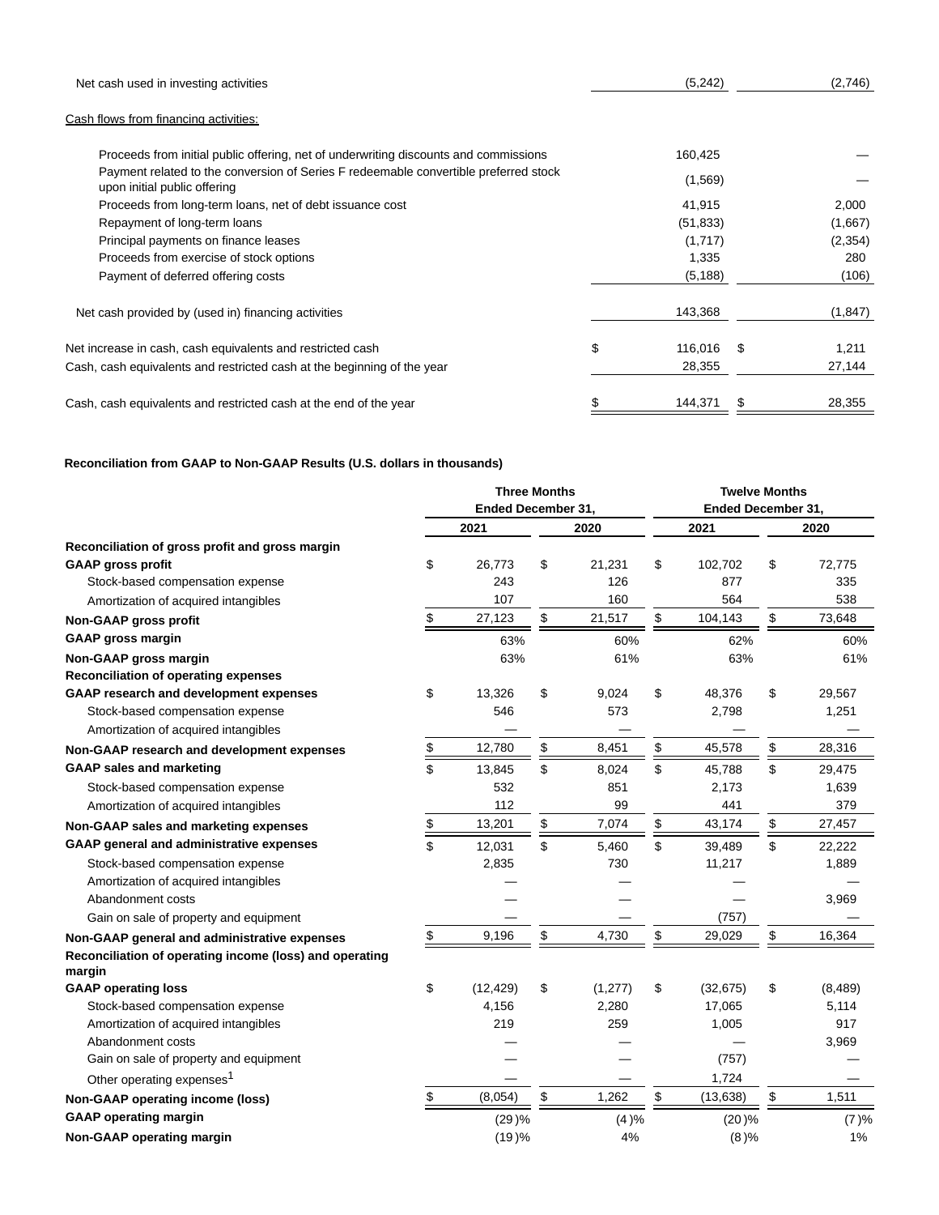| | 2021 | 2020 |
|---|---|---|
| Net cash used in investing activities | (5,242) | (2,746) |
| Cash flows from financing activities: | | |
| Proceeds from initial public offering, net of underwriting discounts and commissions | 160,425 | — |
| Payment related to the conversion of Series F redeemable convertible preferred stock upon initial public offering | (1,569) | — |
| Proceeds from long-term loans, net of debt issuance cost | 41,915 | 2,000 |
| Repayment of long-term loans | (51,833) | (1,667) |
| Principal payments on finance leases | (1,717) | (2,354) |
| Proceeds from exercise of stock options | 1,335 | 280 |
| Payment of deferred offering costs | (5,188) | (106) |
| Net cash provided by (used in) financing activities | 143,368 | (1,847) |
| Net increase in cash, cash equivalents and restricted cash | $ 116,016 | $ 1,211 |
| Cash, cash equivalents and restricted cash at the beginning of the year | 28,355 | 27,144 |
| Cash, cash equivalents and restricted cash at the end of the year | $ 144,371 | $ 28,355 |

**Reconciliation from GAAP to Non-GAAP Results (U.S. dollars in thousands)**

| | Three Months Ended December 31, | | Twelve Months Ended December 31, | |
|---|---|---|---|---|
| | 2021 | 2020 | 2021 | 2020 |
| **Reconciliation of gross profit and gross margin** | | | | |
| **GAAP gross profit** | $ 26,773 | $ 21,231 | $ 102,702 | $ 72,775 |
| Stock-based compensation expense | 243 | 126 | 877 | 335 |
| Amortization of acquired intangibles | 107 | 160 | 564 | 538 |
| **Non-GAAP gross profit** | $ 27,123 | $ 21,517 | $ 104,143 | $ 73,648 |
| **GAAP gross margin** | 63% | 60% | 62% | 60% |
| **Non-GAAP gross margin** | 63% | 61% | 63% | 61% |
| **Reconciliation of operating expenses** | | | | |
| **GAAP research and development expenses** | $ 13,326 | $ 9,024 | $ 48,376 | $ 29,567 |
| Stock-based compensation expense | 546 | 573 | 2,798 | 1,251 |
| Amortization of acquired intangibles | — | — | — | — |
| **Non-GAAP research and development expenses** | $ 12,780 | $ 8,451 | $ 45,578 | $ 28,316 |
| **GAAP sales and marketing** | $ 13,845 | $ 8,024 | $ 45,788 | $ 29,475 |
| Stock-based compensation expense | 532 | 851 | 2,173 | 1,639 |
| Amortization of acquired intangibles | 112 | 99 | 441 | 379 |
| **Non-GAAP sales and marketing expenses** | $ 13,201 | $ 7,074 | $ 43,174 | $ 27,457 |
| **GAAP general and administrative expenses** | $ 12,031 | $ 5,460 | $ 39,489 | $ 22,222 |
| Stock-based compensation expense | 2,835 | 730 | 11,217 | 1,889 |
| Amortization of acquired intangibles | — | — | — | — |
| Abandonment costs | — | — | — | 3,969 |
| Gain on sale of property and equipment | — | — | (757) | — |
| **Non-GAAP general and administrative expenses** | $ 9,196 | $ 4,730 | $ 29,029 | $ 16,364 |
| **Reconciliation of operating income (loss) and operating margin** | | | | |
| **GAAP operating loss** | $ (12,429) | $ (1,277) | $ (32,675) | $ (8,489) |
| Stock-based compensation expense | 4,156 | 2,280 | 17,065 | 5,114 |
| Amortization of acquired intangibles | 219 | 259 | 1,005 | 917 |
| Abandonment costs | — | — | — | 3,969 |
| Gain on sale of property and equipment | — | — | (757) | — |
| Other operating expenses[1] | — | — | 1,724 | — |
| **Non-GAAP operating income (loss)** | $ (8,054) | $ 1,262 | $ (13,638) | $ 1,511 |
| **GAAP operating margin** | (29)% | (4)% | (20)% | (7)% |
| **Non-GAAP operating margin** | (19)% | 4% | (8)% | 1% |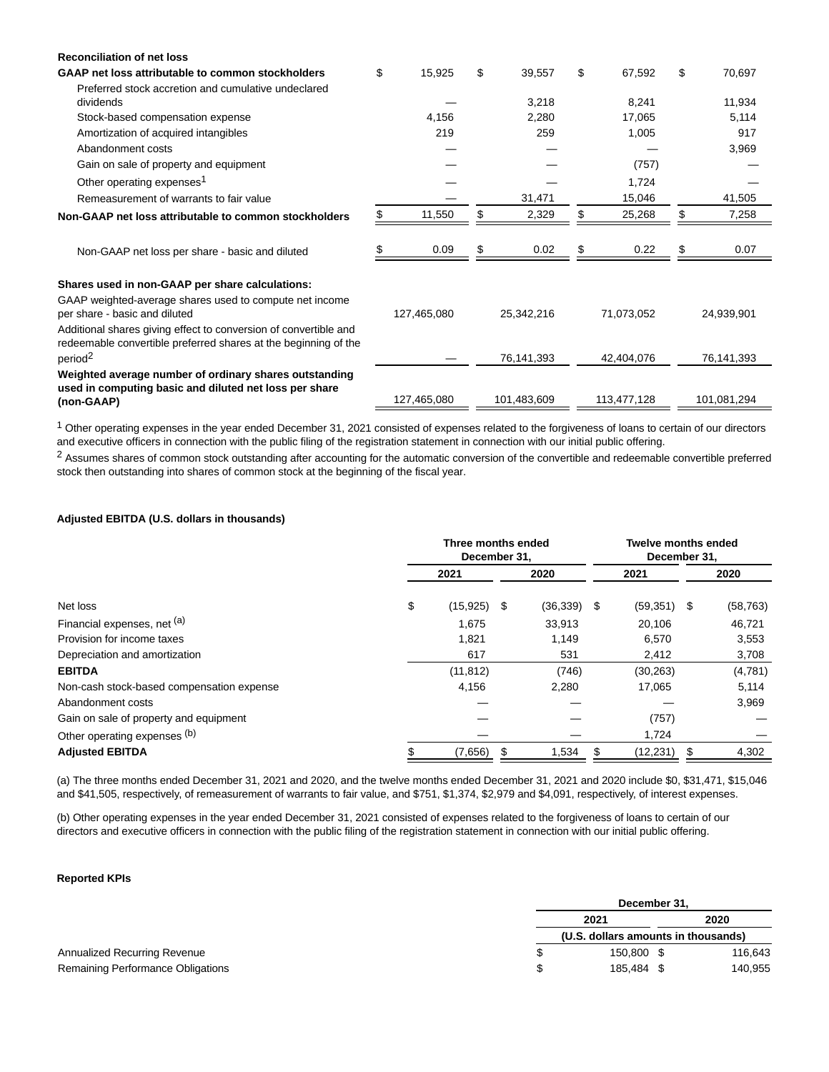| Reconciliation of net loss | | | | |
|---|---|---|---|---|
| **GAAP net loss attributable to common stockholders** | $ 15,925 | $ 39,557 | $ 67,592 | $ 70,697 |
| Preferred stock accretion and cumulative undeclared dividends | — | 3,218 | 8,241 | 11,934 |
| Stock-based compensation expense | 4,156 | 2,280 | 17,065 | 5,114 |
| Amortization of acquired intangibles | 219 | 259 | 1,005 | 917 |
| Abandonment costs | — | — | — | 3,969 |
| Gain on sale of property and equipment | — | — | (757) | — |
| Other operating expenses[1] | — | — | 1,724 | — |
| Remeasurement of warrants to fair value | — | 31,471 | 15,046 | 41,505 |
| **Non-GAAP net loss attributable to common stockholders** | $ 11,550 | $ 2,329 | $ 25,268 | $ 7,258 |
| Non-GAAP net loss per share - basic and diluted | $ 0.09 | $ 0.02 | $ 0.22 | $ 0.07 |
| **Shares used in non-GAAP per share calculations:** | | | | |
| GAAP weighted-average shares used to compute net income per share - basic and diluted | 127,465,080 | 25,342,216 | 71,073,052 | 24,939,901 |
| Additional shares giving effect to conversion of convertible and redeemable convertible preferred shares at the beginning of the period[2] | — | 76,141,393 | 42,404,076 | 76,141,393 |
| **Weighted average number of ordinary shares outstanding used in computing basic and diluted net loss per share (non-GAAP)** | 127,465,080 | 101,483,609 | 113,477,128 | 101,081,294 |

[1] Other operating expenses in the year ended December 31, 2021 consisted of expenses related to the forgiveness of loans to certain of our directors and executive officers in connection with the public filing of the registration statement in connection with our initial public offering.

[2] Assumes shares of common stock outstanding after accounting for the automatic conversion of the convertible and redeemable convertible preferred stock then outstanding into shares of common stock at the beginning of the fiscal year.

**Adjusted EBITDA (U.S. dollars in thousands)**

| | Three months ended December 31, | | Twelve months ended December 31, | |
|---|---|---|---|---|
| | 2021 | 2020 | 2021 | 2020 |
| Net loss | $ (15,925) | $ (36,339) | $ (59,351) | $ (58,763) |
| Financial expenses, net [(a)] | 1,675 | 33,913 | 20,106 | 46,721 |
| Provision for income taxes | 1,821 | 1,149 | 6,570 | 3,553 |
| Depreciation and amortization | 617 | 531 | 2,412 | 3,708 |
| **EBITDA** | (11,812) | (746) | (30,263) | (4,781) |
| Non-cash stock-based compensation expense | 4,156 | 2,280 | 17,065 | 5,114 |
| Abandonment costs | — | — | — | 3,969 |
| Gain on sale of property and equipment | — | — | (757) | — |
| Other operating expenses [(b)] | — | — | 1,724 | — |
| **Adjusted EBITDA** | $ (7,656) | $ 1,534 | $ (12,231) | $ 4,302 |

(a) The three months ended December 31, 2021 and 2020, and the twelve months ended December 31, 2021 and 2020 include $0, $31,471, $15,046 and $41,505, respectively, of remeasurement of warrants to fair value, and $751, $1,374, $2,979 and $4,091, respectively, of interest expenses.

(b) Other operating expenses in the year ended December 31, 2021 consisted of expenses related to the forgiveness of loans to certain of our directors and executive officers in connection with the public filing of the registration statement in connection with our initial public offering.

**Reported KPIs**

| | December 31, | |
|---|---|---|
| | 2021 | 2020 |
| | (U.S. dollars amounts in thousands) | |
| Annualized Recurring Revenue | $ 150,800 | $ 116,643 |
| Remaining Performance Obligations | $ 185,484 | $ 140,955 |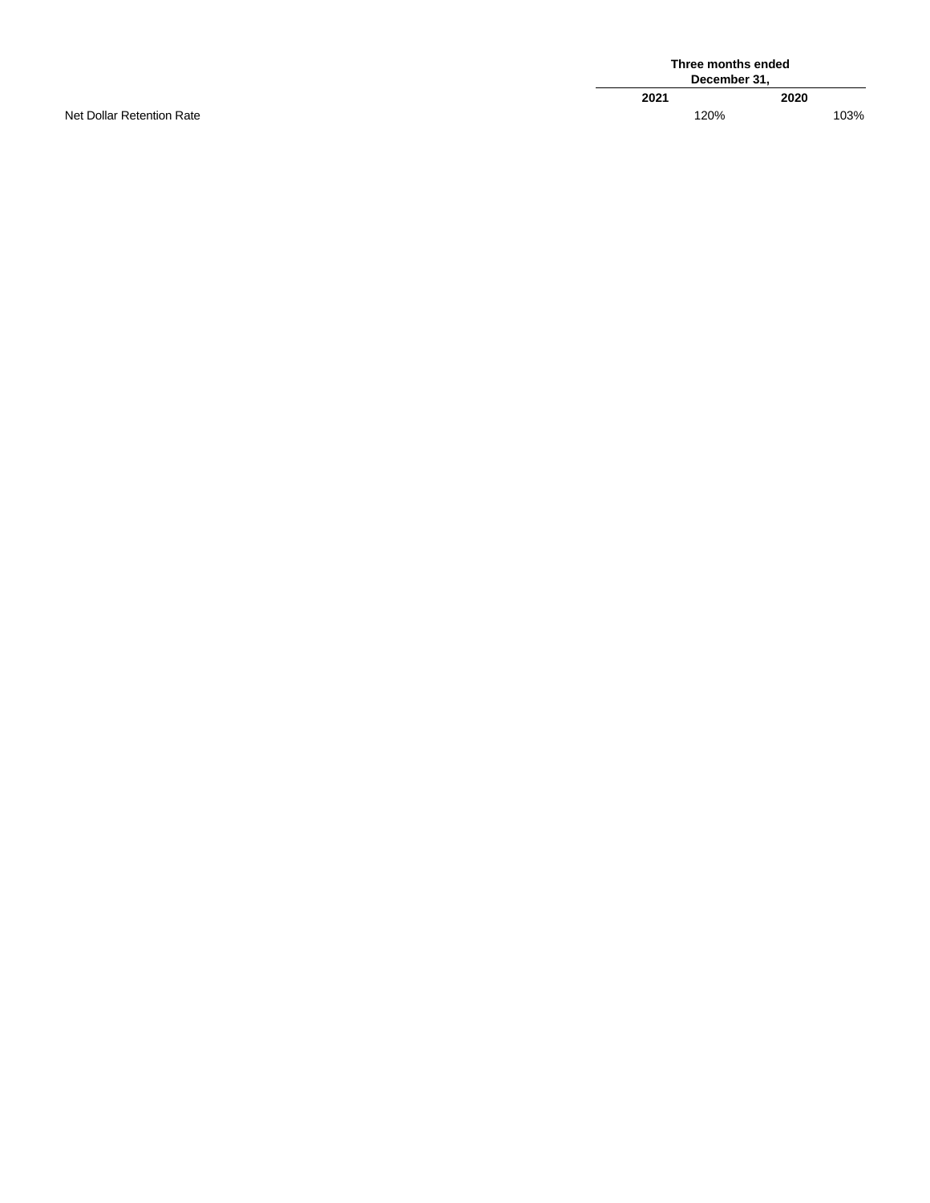| | Three months ended December 31, | |
|---|---|---|
| | 2021 | 2020 |
| Net Dollar Retention Rate | 120% | 103% |